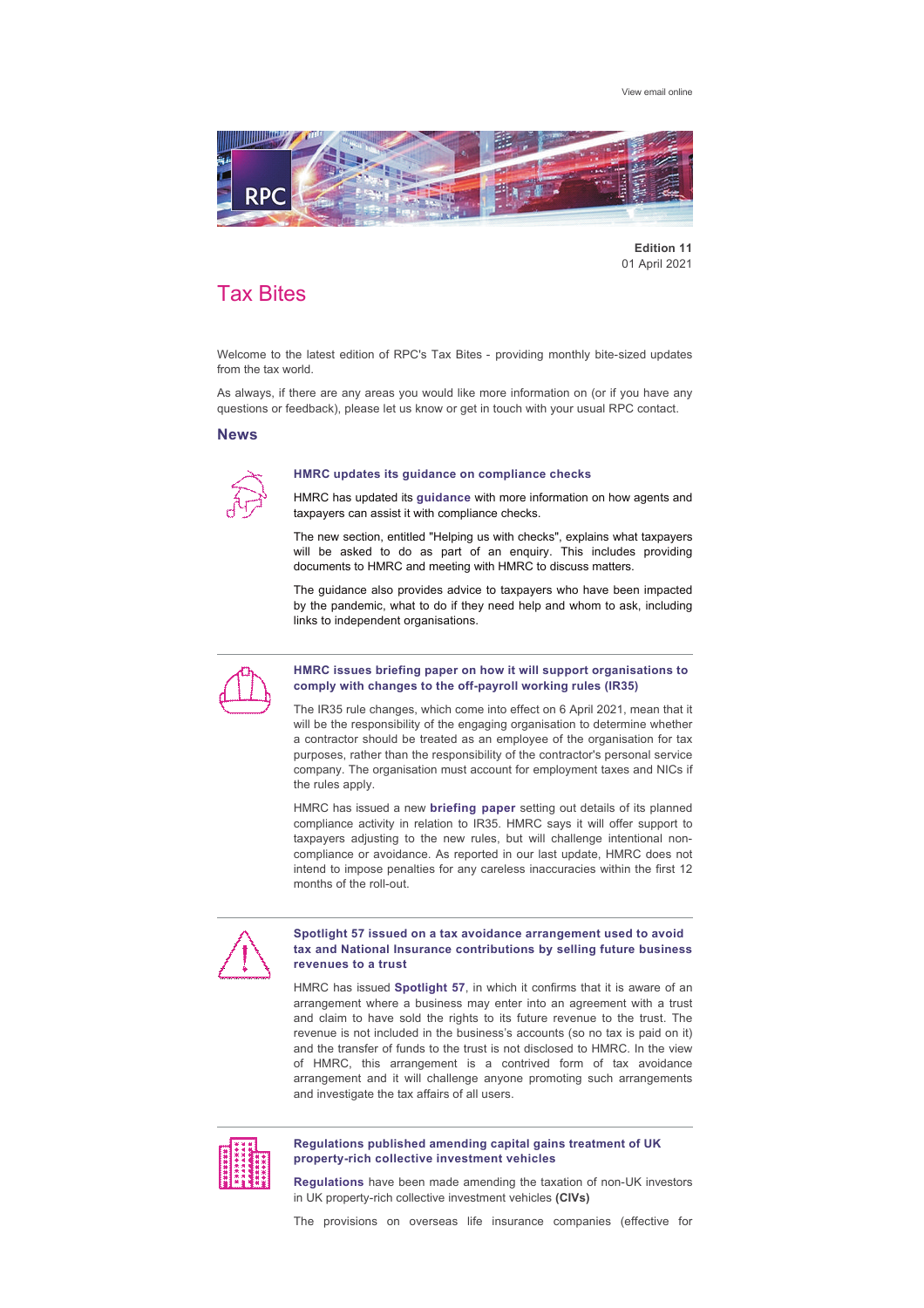View email online

**Edition 11**
01 April 2021

# Tax Bites

Welcome to the latest edition of RPC's Tax Bites - providing monthly bite-sized updates from the tax world.

As always, if there are any areas you would like more information on (or if you have any questions or feedback), please let us know or get in touch with your usual RPC contact.

## News

### HMRC updates its guidance on compliance checks

HMRC has updated its **guidance** with more information on how agents and taxpayers can assist it with compliance checks.

The new section, entitled "Helping us with checks", explains what taxpayers will be asked to do as part of an enquiry. This includes providing documents to HMRC and meeting with HMRC to discuss matters.

The guidance also provides advice to taxpayers who have been impacted by the pandemic, what to do if they need help and whom to ask, including links to independent organisations.

---

### HMRC issues briefing paper on how it will support organisations to comply with changes to the off-payroll working rules (IR35)

The IR35 rule changes, which come into effect on 6 April 2021, mean that it will be the responsibility of the engaging organisation to determine whether a contractor should be treated as an employee of the organisation for tax purposes, rather than the responsibility of the contractor's personal service company. The organisation must account for employment taxes and NICs if the rules apply.

HMRC has issued a new **briefing paper** setting out details of its planned compliance activity in relation to IR35. HMRC says it will offer support to taxpayers adjusting to the new rules, but will challenge intentional non-compliance or avoidance. As reported in our last update, HMRC does not intend to impose penalties for any careless inaccuracies within the first 12 months of the roll-out.

---

### Spotlight 57 issued on a tax avoidance arrangement used to avoid tax and National Insurance contributions by selling future business revenues to a trust

HMRC has issued **Spotlight 57**, in which it confirms that it is aware of an arrangement where a business may enter into an agreement with a trust and claim to have sold the rights to its future revenue to the trust. The revenue is not included in the business's accounts (so no tax is paid on it) and the transfer of funds to the trust is not disclosed to HMRC. In the view of HMRC, this arrangement is a contrived form of tax avoidance arrangement and it will challenge anyone promoting such arrangements and investigate the tax affairs of all users.

---

### Regulations published amending capital gains treatment of UK property-rich collective investment vehicles

**Regulations** have been made amending the taxation of non-UK investors in UK property-rich collective investment vehicles **(CIVs)**

The provisions on overseas life insurance companies (effective for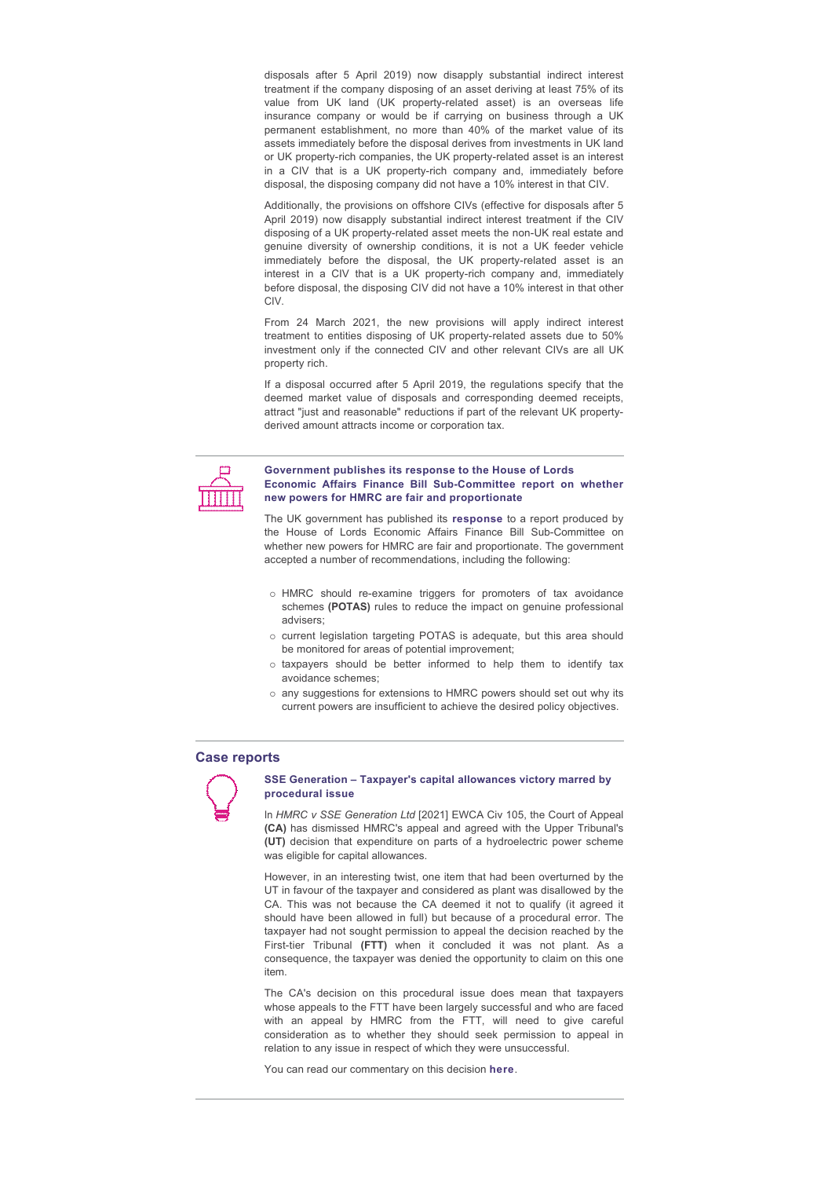disposals after 5 April 2019) now disapply substantial indirect interest treatment if the company disposing of an asset deriving at least 75% of its value from UK land (UK property-related asset) is an overseas life insurance company or would be if carrying on business through a UK permanent establishment, no more than 40% of the market value of its assets immediately before the disposal derives from investments in UK land or UK property-rich companies, the UK property-related asset is an interest in a CIV that is a UK property-rich company and, immediately before disposal, the disposing company did not have a 10% interest in that CIV.

Additionally, the provisions on offshore CIVs (effective for disposals after 5 April 2019) now disapply substantial indirect interest treatment if the CIV disposing of a UK property-related asset meets the non-UK real estate and genuine diversity of ownership conditions, it is not a UK feeder vehicle immediately before the disposal, the UK property-related asset is an interest in a CIV that is a UK property-rich company and, immediately before disposal, the disposing CIV did not have a 10% interest in that other CIV.

From 24 March 2021, the new provisions will apply indirect interest treatment to entities disposing of UK property-related assets due to 50% investment only if the connected CIV and other relevant CIVs are all UK property rich.

If a disposal occurred after 5 April 2019, the regulations specify that the deemed market value of disposals and corresponding deemed receipts, attract "just and reasonable" reductions if part of the relevant UK property-derived amount attracts income or corporation tax.

### Government publishes its response to the House of Lords Economic Affairs Finance Bill Sub-Committee report on whether new powers for HMRC are fair and proportionate

The UK government has published its **response** to a report produced by the House of Lords Economic Affairs Finance Bill Sub-Committee on whether new powers for HMRC are fair and proportionate. The government accepted a number of recommendations, including the following:

- HMRC should re-examine triggers for promoters of tax avoidance schemes **(POTAS)** rules to reduce the impact on genuine professional advisers;
- current legislation targeting POTAS is adequate, but this area should be monitored for areas of potential improvement;
- taxpayers should be better informed to help them to identify tax avoidance schemes;
- any suggestions for extensions to HMRC powers should set out why its current powers are insufficient to achieve the desired policy objectives.

## Case reports

### SSE Generation – Taxpayer's capital allowances victory marred by procedural issue

In *HMRC v SSE Generation Ltd* [2021] EWCA Civ 105, the Court of Appeal **(CA)** has dismissed HMRC's appeal and agreed with the Upper Tribunal's **(UT)** decision that expenditure on parts of a hydroelectric power scheme was eligible for capital allowances.

However, in an interesting twist, one item that had been overturned by the UT in favour of the taxpayer and considered as plant was disallowed by the CA. This was not because the CA deemed it not to qualify (it agreed it should have been allowed in full) but because of a procedural error. The taxpayer had not sought permission to appeal the decision reached by the First-tier Tribunal **(FTT)** when it concluded it was not plant. As a consequence, the taxpayer was denied the opportunity to claim on this one item.

The CA's decision on this procedural issue does mean that taxpayers whose appeals to the FTT have been largely successful and who are faced with an appeal by HMRC from the FTT, will need to give careful consideration as to whether they should seek permission to appeal in relation to any issue in respect of which they were unsuccessful.

You can read our commentary on this decision **here**.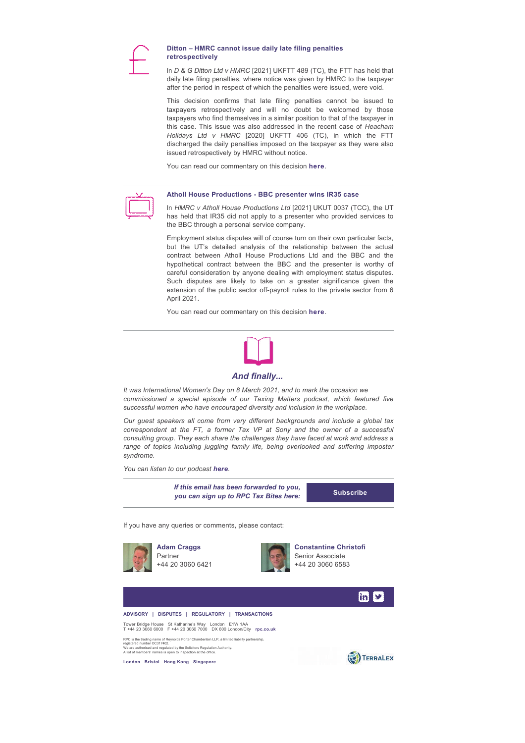### Ditton – HMRC cannot issue daily late filing penalties retrospectively

In *D & G Ditton Ltd v HMRC* [2021] UKFTT 489 (TC), the FTT has held that daily late filing penalties, where notice was given by HMRC to the taxpayer after the period in respect of which the penalties were issued, were void.

This decision confirms that late filing penalties cannot be issued to taxpayers retrospectively and will no doubt be welcomed by those taxpayers who find themselves in a similar position to that of the taxpayer in this case. This issue was also addressed in the recent case of *Heacham Holidays Ltd v HMRC* [2020] UKFTT 406 (TC), in which the FTT discharged the daily penalties imposed on the taxpayer as they were also issued retrospectively by HMRC without notice.

You can read our commentary on this decision **here**.

---

### Atholl House Productions - BBC presenter wins IR35 case

In *HMRC v Atholl House Productions Ltd* [2021] UKUT 0037 (TCC), the UT has held that IR35 did not apply to a presenter who provided services to the BBC through a personal service company.

Employment status disputes will of course turn on their own particular facts, but the UT's detailed analysis of the relationship between the actual contract between Atholl House Productions Ltd and the BBC and the hypothetical contract between the BBC and the presenter is worthy of careful consideration by anyone dealing with employment status disputes. Such disputes are likely to take on a greater significance given the extension of the public sector off-payroll rules to the private sector from 6 April 2021.

You can read our commentary on this decision **here**.

---

## *And finally...*

*It was International Women's Day on 8 March 2021, and to mark the occasion we commissioned a special episode of our Taxing Matters podcast, which featured five successful women who have encouraged diversity and inclusion in the workplace.*

*Our guest speakers all come from very different backgrounds and include a global tax correspondent at the FT, a former Tax VP at Sony and the owner of a successful consulting group. They each share the challenges they have faced at work and address a range of topics including juggling family life, being overlooked and suffering imposter syndrome.*

*You can listen to our podcast **here**.*

---

***If this email has been forwarded to you, you can sign up to RPC Tax Bites here:*** **Subscribe**

---

If you have any queries or comments, please contact:

**Adam Craggs**
Partner
+44 20 3060 6421

**Constantine Christofi**
Senior Associate
+44 20 3060 6583

**ADVISORY | DISPUTES | REGULATORY | TRANSACTIONS**

Tower Bridge House St Katharine's Way London E1W 1AA
T +44 20 3060 6000 F +44 20 3060 7000 DX 600 London/City **rpc.co.uk**

RPC is the trading name of Reynolds Porter Chamberlain LLP, a limited liability partnership, registered number OC317402.
We are authorised and regulated by the Solicitors Regulation Authority.
A list of members' names is open to inspection at the office.

**London Bristol Hong Kong Singapore**

TERRALEX